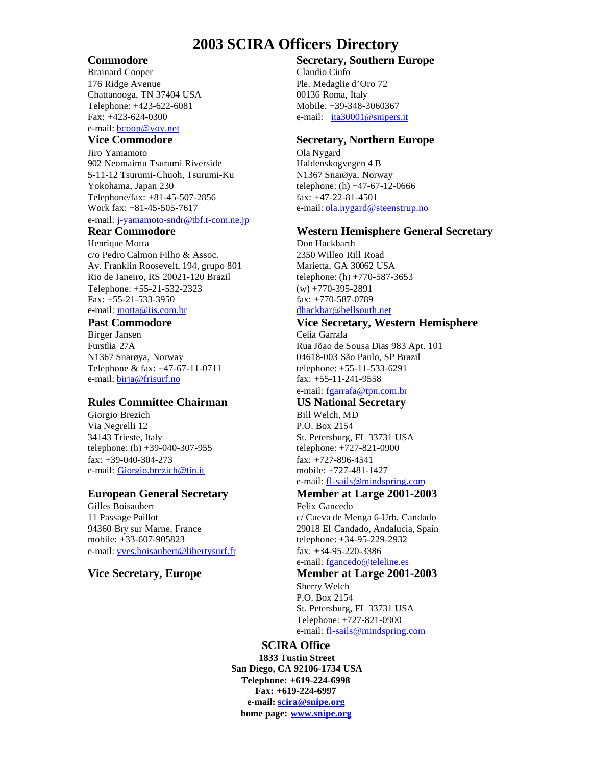# 2003 SCIRA Officers Directory

## Commodore

Brainard Cooper
176 Ridge Avenue
Chattanooga, TN 37404 USA
Telephone: +423-622-6081
Fax: +423-624-0300
e-mail: bcoop@voy.net

## Vice Commodore

Jiro Yamamoto
902 Neomaimu Tsurumi Riverside
5-11-12 Tsurumi-Chuoh, Tsurumi-Ku
Yokohama, Japan 230
Telephone/fax: +81-45-507-2856
Work fax: +81-45-505-7617
e-mail: j-yamamoto-sndr@tbf.t-com.ne.jp

## Rear Commodore

Henrique Motta
c/o Pedro Calmon Filho & Assoc.
Av. Franklin Roosevelt, 194, grupo 801
Rio de Janeiro, RS 20021-120 Brazil
Telephone: +55-21-532-2323
Fax: +55-21-533-3950
e-mail: motta@iis.com.br

## Past Commodore

Birger Jansen
Furstlia 27A
N1367 Snarøya, Norway
Telephone & fax: +47-67-11-0711
e-mail: birja@frisurf.no

## Rules Committee Chairman

Giorgio Brezich
Via Negrelli 12
34143 Trieste, Italy
telephone: (h) +39-040-307-955
fax: +39-040-304-273
e-mail: Giorgio.brezich@tin.it

## European General Secretary

Gilles Boisaubert
11 Passage Paillot
94360 Bry sur Marne, France
mobile: +33-607-905823
e-mail: yves.boisaubert@libertysurf.fr

## Vice Secretary, Europe

## Secretary, Southern Europe

Claudio Ciufo
Ple. Medaglie d'Oro 72
00136 Roma, Italy
Mobile: +39-348-3060367
e-mail: ita30001@snipers.it

## Secretary, Northern Europe

Ola Nygard
Haldenskogvegen 4 B
N1367 SnarØya, Norway
telephone: (h) +47-67-12-0666
fax: +47-22-81-4501
e-mail: ola.nygard@steenstrup.no

## Western Hemisphere General Secretary

Don Hackbarth
2350 Willeo Rill Road
Marietta, GA 30062 USA
telephone: (h) +770-587-3653
(w) +770-395-2891
fax: +770-587-0789
dhackbar@bellsouth.net

## Vice Secretary, Western Hemisphere

Celia Garrafa
Rua Jõao de Sousa Dias 983 Apt. 101
04618-003 São Paulo, SP Brazil
telephone: +55-11-533-6291
fax: +55-11-241-9558
e-mail: fgarrafa@tpn.com.br

## US National Secretary

Bill Welch, MD
P.O. Box 2154
St. Petersburg, FL 33731 USA
telephone: +727-821-0900
fax: +727-896-4541
mobile: +727-481-1427
e-mail: fl-sails@mindspring.com

## Member at Large 2001-2003

Felix Gancedo
c/ Cueva de Menga 6-Urb. Candado
29018 El Candado, Andalucia, Spain
telephone: +34-95-229-2932
fax: +34-95-220-3386
e-mail: fgancedo@teleline.es

## Member at Large 2001-2003

Sherry Welch
P.O. Box 2154
St. Petersburg, FL 33731 USA
Telephone: +727-821-0900
e-mail: fl-sails@mindspring.com

## SCIRA Office

**1833 Tustin Street**
**San Diego, CA 92106-1734 USA**
**Telephone: +619-224-6998**
**Fax: +619-224-6997**
**e-mail: scira@snipe.org**
**home page: www.snipe.org**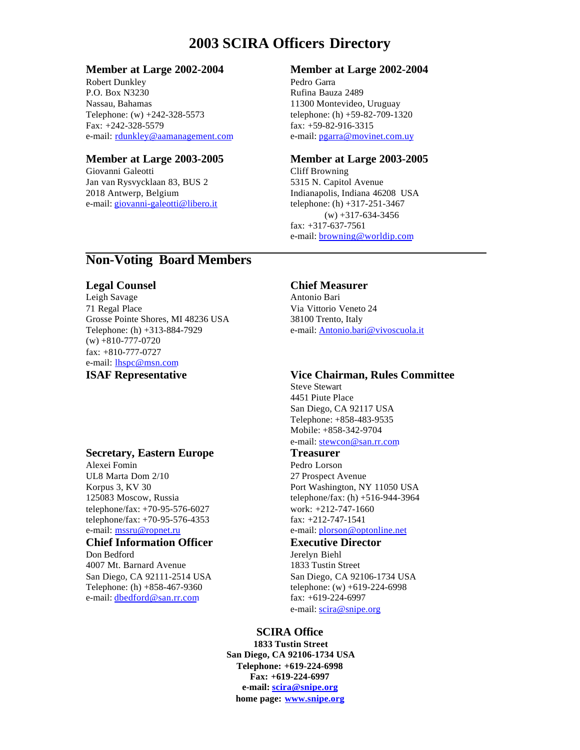# 2003 SCIRA Officers Directory

### Member at Large 2002-2004

Robert Dunkley
P.O. Box N3230
Nassau, Bahamas
Telephone: (w) +242-328-5573
Fax: +242-328-5579
e-mail: rdunkley@aamanagement.com

### Member at Large 2002-2004

Pedro Garra
Rufina Bauza 2489
11300 Montevideo, Uruguay
telephone: (h) +59-82-709-1320
fax: +59-82-916-3315
e-mail: pgarra@movinet.com.uy

### Member at Large 2003-2005

Giovanni Galeotti
Jan van Rysvycklaan 83, BUS 2
2018 Antwerp, Belgium
e-mail: giovanni-galeotti@libero.it

### Member at Large 2003-2005

Cliff Browning
5315 N. Capitol Avenue
Indianapolis, Indiana 46208 USA
telephone: (h) +317-251-3467
(w) +317-634-3456
fax: +317-637-7561
e-mail: browning@worldip.com

## Non-Voting Board Members

### Legal Counsel

Leigh Savage
71 Regal Place
Grosse Pointe Shores, MI 48236 USA
Telephone: (h) +313-884-7929
(w) +810-777-0720
fax: +810-777-0727
e-mail: lhspc@msn.com

### Chief Measurer

Antonio Bari
Via Vittorio Veneto 24
38100 Trento, Italy
e-mail: Antonio.bari@vivoscuola.it

### ISAF Representative

### Vice Chairman, Rules Committee

Steve Stewart
4451 Piute Place
San Diego, CA 92117 USA
Telephone: +858-483-9535
Mobile: +858-342-9704
e-mail: stewcon@san.rr.com

### Secretary, Eastern Europe

Alexei Fomin
UL8 Marta Dom 2/10
Korpus 3, KV 30
125083 Moscow, Russia
telephone/fax: +70-95-576-6027
telephone/fax: +70-95-576-4353
e-mail: mssru@ropnet.ru

### Treasurer

Pedro Lorson
27 Prospect Avenue
Port Washington, NY 11050 USA
telephone/fax: (h) +516-944-3964
work: +212-747-1660
fax: +212-747-1541
e-mail: plorson@optonline.net

### Chief Information Officer

Don Bedford
4007 Mt. Barnard Avenue
San Diego, CA 92111-2514 USA
Telephone: (h) +858-467-9360
e-mail: dbedford@san.rr.com

### Executive Director

Jerelyn Biehl
1833 Tustin Street
San Diego, CA 92106-1734 USA
telephone: (w) +619-224-6998
fax: +619-224-6997
e-mail: scira@snipe.org

### SCIRA Office

**1833 Tustin Street**
**San Diego, CA 92106-1734 USA**
**Telephone: +619-224-6998**
**Fax: +619-224-6997**
**e-mail: scira@snipe.org**
**home page: www.snipe.org**